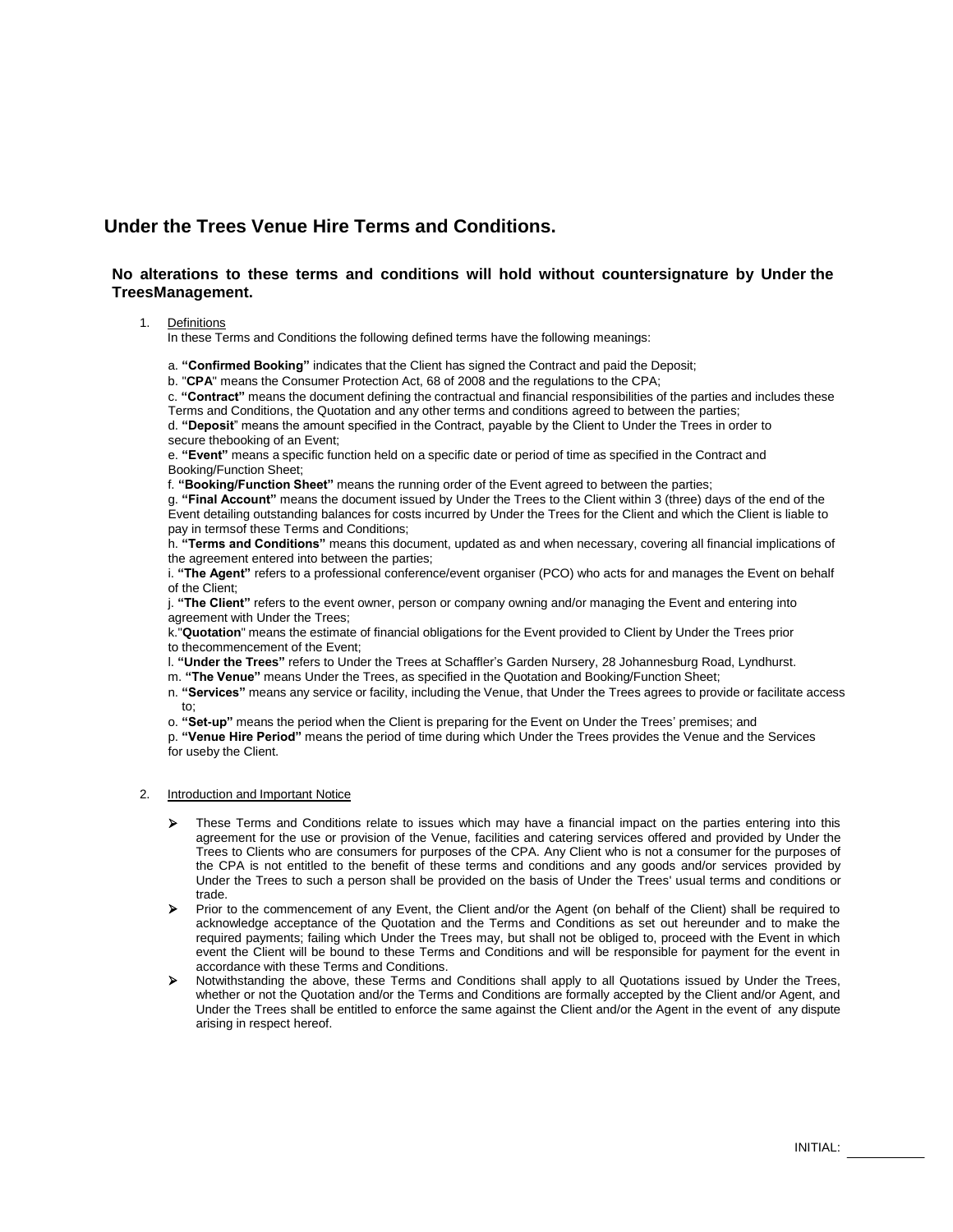# Under the Trees Venue Hire Terms and Conditions.

**No alterations to these terms and conditions will hold without countersignature by Under the TreesManagement.**

1. Definitions

   In these Terms and Conditions the following defined terms have the following meanings:

   a. **"Confirmed Booking"** indicates that the Client has signed the Contract and paid the Deposit;

   b. "**CPA**" means the Consumer Protection Act, 68 of 2008 and the regulations to the CPA;

   c. **"Contract"** means the document defining the contractual and financial responsibilities of the parties and includes these Terms and Conditions, the Quotation and any other terms and conditions agreed to between the parties;

   d. **"Deposit**" means the amount specified in the Contract, payable by the Client to Under the Trees in order to secure thebooking of an Event;

   e. **"Event"** means a specific function held on a specific date or period of time as specified in the Contract and Booking/Function Sheet;

   f. **"Booking/Function Sheet"** means the running order of the Event agreed to between the parties;

   g. **"Final Account"** means the document issued by Under the Trees to the Client within 3 (three) days of the end of the Event detailing outstanding balances for costs incurred by Under the Trees for the Client and which the Client is liable to pay in termsof these Terms and Conditions;

   h. **"Terms and Conditions"** means this document, updated as and when necessary, covering all financial implications of the agreement entered into between the parties;

   i. **"The Agent"** refers to a professional conference/event organiser (PCO) who acts for and manages the Event on behalf of the Client;

   j. **"The Client"** refers to the event owner, person or company owning and/or managing the Event and entering into agreement with Under the Trees;

   k."**Quotation**" means the estimate of financial obligations for the Event provided to Client by Under the Trees prior to thecommencement of the Event;

   l. **"Under the Trees"** refers to Under the Trees at Schaffler's Garden Nursery, 28 Johannesburg Road, Lyndhurst.

   m. **"The Venue"** means Under the Trees, as specified in the Quotation and Booking/Function Sheet;

   n. **"Services"** means any service or facility, including the Venue, that Under the Trees agrees to provide or facilitate access to;

   o. **"Set-up"** means the period when the Client is preparing for the Event on Under the Trees' premises; and

   p. **"Venue Hire Period"** means the period of time during which Under the Trees provides the Venue and the Services for useby the Client.

2. Introduction and Important Notice

   - These Terms and Conditions relate to issues which may have a financial impact on the parties entering into this agreement for the use or provision of the Venue, facilities and catering services offered and provided by Under the Trees to Clients who are consumers for purposes of the CPA. Any Client who is not a consumer for the purposes of the CPA is not entitled to the benefit of these terms and conditions and any goods and/or services provided by Under the Trees to such a person shall be provided on the basis of Under the Trees' usual terms and conditions or trade.
   - Prior to the commencement of any Event, the Client and/or the Agent (on behalf of the Client) shall be required to acknowledge acceptance of the Quotation and the Terms and Conditions as set out hereunder and to make the required payments; failing which Under the Trees may, but shall not be obliged to, proceed with the Event in which event the Client will be bound to these Terms and Conditions and will be responsible for payment for the event in accordance with these Terms and Conditions.
   - Notwithstanding the above, these Terms and Conditions shall apply to all Quotations issued by Under the Trees, whether or not the Quotation and/or the Terms and Conditions are formally accepted by the Client and/or Agent, and Under the Trees shall be entitled to enforce the same against the Client and/or the Agent in the event of any dispute arising in respect hereof.

INITIAL: \_\_\_\_\_\_\_\_\_\_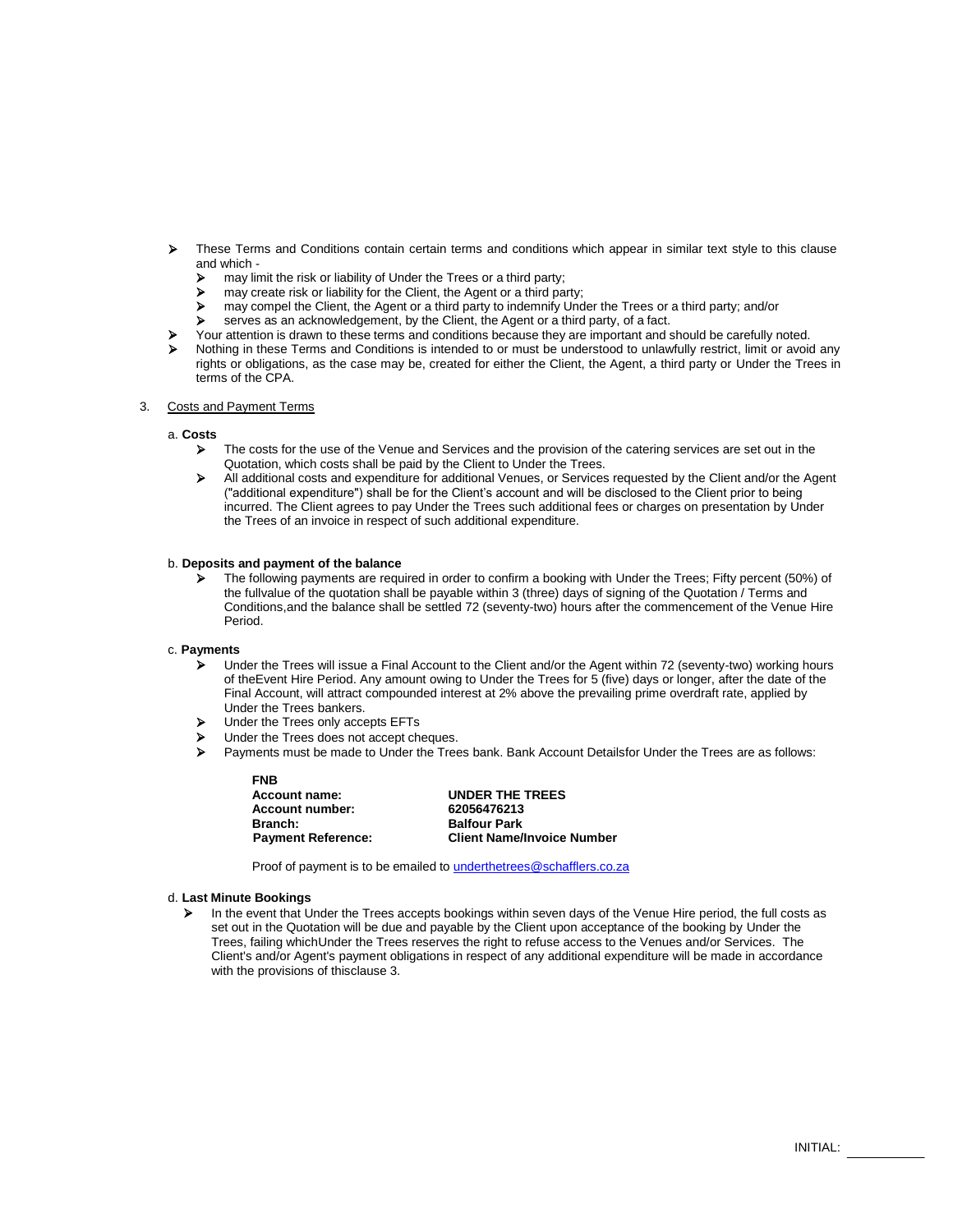- These Terms and Conditions contain certain terms and conditions which appear in similar text style to this clause and which -
  - may limit the risk or liability of Under the Trees or a third party;
  - may create risk or liability for the Client, the Agent or a third party;
  - may compel the Client, the Agent or a third party to indemnify Under the Trees or a third party; and/or
  - serves as an acknowledgement, by the Client, the Agent or a third party, of a fact.
- Your attention is drawn to these terms and conditions because they are important and should be carefully noted.
- Nothing in these Terms and Conditions is intended to or must be understood to unlawfully restrict, limit or avoid any rights or obligations, as the case may be, created for either the Client, the Agent, a third party or Under the Trees in terms of the CPA.

3. Costs and Payment Terms

a. **Costs**

- The costs for the use of the Venue and Services and the provision of the catering services are set out in the Quotation, which costs shall be paid by the Client to Under the Trees.
- All additional costs and expenditure for additional Venues, or Services requested by the Client and/or the Agent ("additional expenditure") shall be for the Client's account and will be disclosed to the Client prior to being incurred. The Client agrees to pay Under the Trees such additional fees or charges on presentation by Under the Trees of an invoice in respect of such additional expenditure.

b. **Deposits and payment of the balance**

- The following payments are required in order to confirm a booking with Under the Trees; Fifty percent (50%) of the fullvalue of the quotation shall be payable within 3 (three) days of signing of the Quotation / Terms and Conditions,and the balance shall be settled 72 (seventy-two) hours after the commencement of the Venue Hire Period.

c. **Payments**

- Under the Trees will issue a Final Account to the Client and/or the Agent within 72 (seventy-two) working hours of theEvent Hire Period. Any amount owing to Under the Trees for 5 (five) days or longer, after the date of the Final Account, will attract compounded interest at 2% above the prevailing prime overdraft rate, applied by Under the Trees bankers.
- Under the Trees only accepts EFTs
- Under the Trees does not accept cheques.
- Payments must be made to Under the Trees bank. Bank Account Detailsfor Under the Trees are as follows:

**FNB**

| | |
|---|---|
| **Account name:** | **UNDER THE TREES** |
| **Account number:** | **62056476213** |
| **Branch:** | **Balfour Park** |
| **Payment Reference:** | **Client Name/Invoice Number** |

Proof of payment is to be emailed to underthetrees@schafflers.co.za

d. **Last Minute Bookings**

- In the event that Under the Trees accepts bookings within seven days of the Venue Hire period, the full costs as set out in the Quotation will be due and payable by the Client upon acceptance of the booking by Under the Trees, failing whichUnder the Trees reserves the right to refuse access to the Venues and/or Services. The Client's and/or Agent's payment obligations in respect of any additional expenditure will be made in accordance with the provisions of thisclause 3.

INITIAL: ___________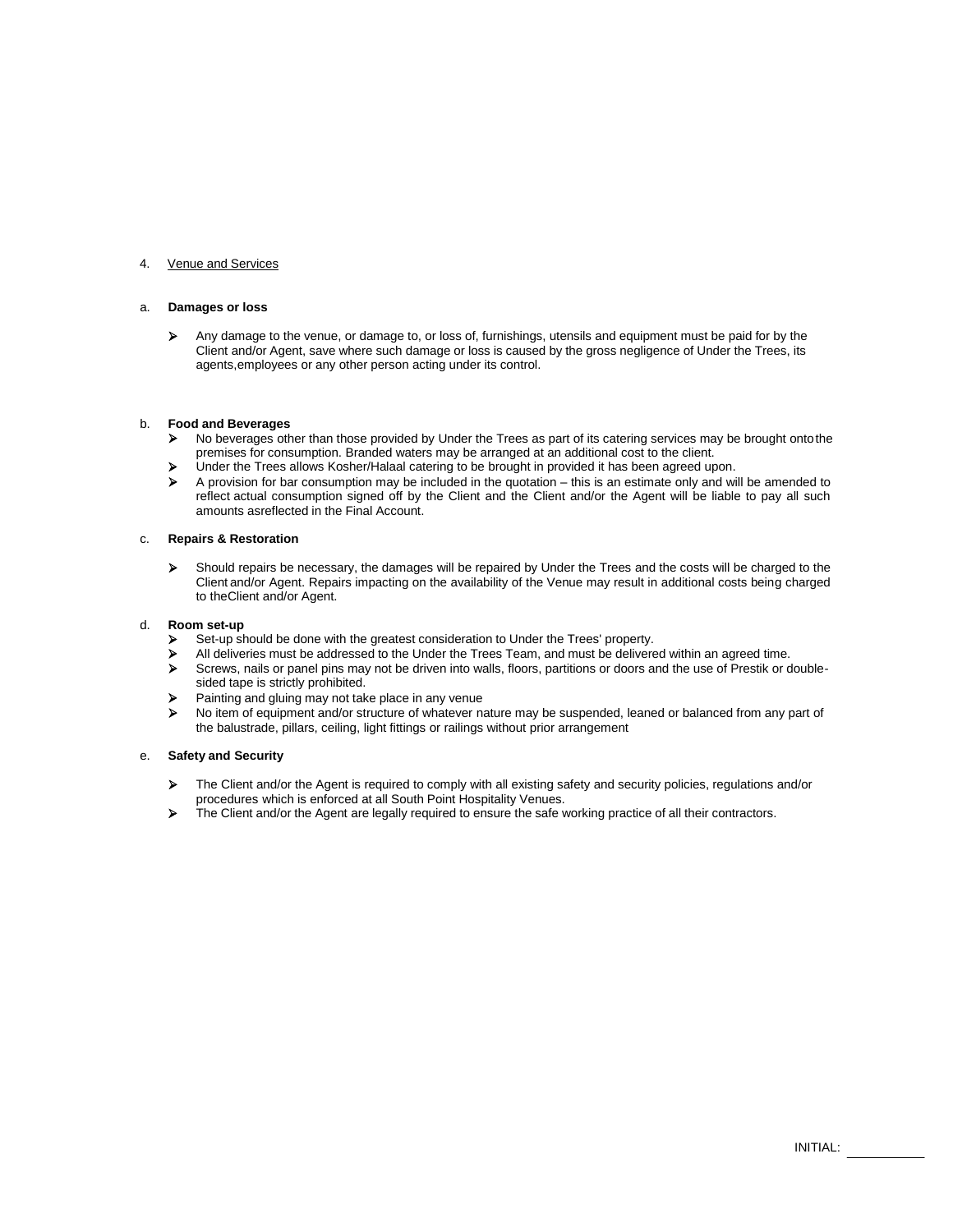4. Venue and Services

a. **Damages or loss**

- Any damage to the venue, or damage to, or loss of, furnishings, utensils and equipment must be paid for by the Client and/or Agent, save where such damage or loss is caused by the gross negligence of Under the Trees, its agents,employees or any other person acting under its control.

b. **Food and Beverages**

- No beverages other than those provided by Under the Trees as part of its catering services may be brought ontothe premises for consumption. Branded waters may be arranged at an additional cost to the client.
- Under the Trees allows Kosher/Halaal catering to be brought in provided it has been agreed upon.
- A provision for bar consumption may be included in the quotation – this is an estimate only and will be amended to reflect actual consumption signed off by the Client and the Client and/or the Agent will be liable to pay all such amounts asreflected in the Final Account.

c. **Repairs & Restoration**

- Should repairs be necessary, the damages will be repaired by Under the Trees and the costs will be charged to the Client and/or Agent. Repairs impacting on the availability of the Venue may result in additional costs being charged to theClient and/or Agent.

d. **Room set-up**

- Set-up should be done with the greatest consideration to Under the Trees' property.
- All deliveries must be addressed to the Under the Trees Team, and must be delivered within an agreed time.
- Screws, nails or panel pins may not be driven into walls, floors, partitions or doors and the use of Prestik or double-sided tape is strictly prohibited.
- Painting and gluing may not take place in any venue
- No item of equipment and/or structure of whatever nature may be suspended, leaned or balanced from any part of the balustrade, pillars, ceiling, light fittings or railings without prior arrangement

e. **Safety and Security**

- The Client and/or the Agent is required to comply with all existing safety and security policies, regulations and/or procedures which is enforced at all South Point Hospitality Venues.
- The Client and/or the Agent are legally required to ensure the safe working practice of all their contractors.

INITIAL: ___________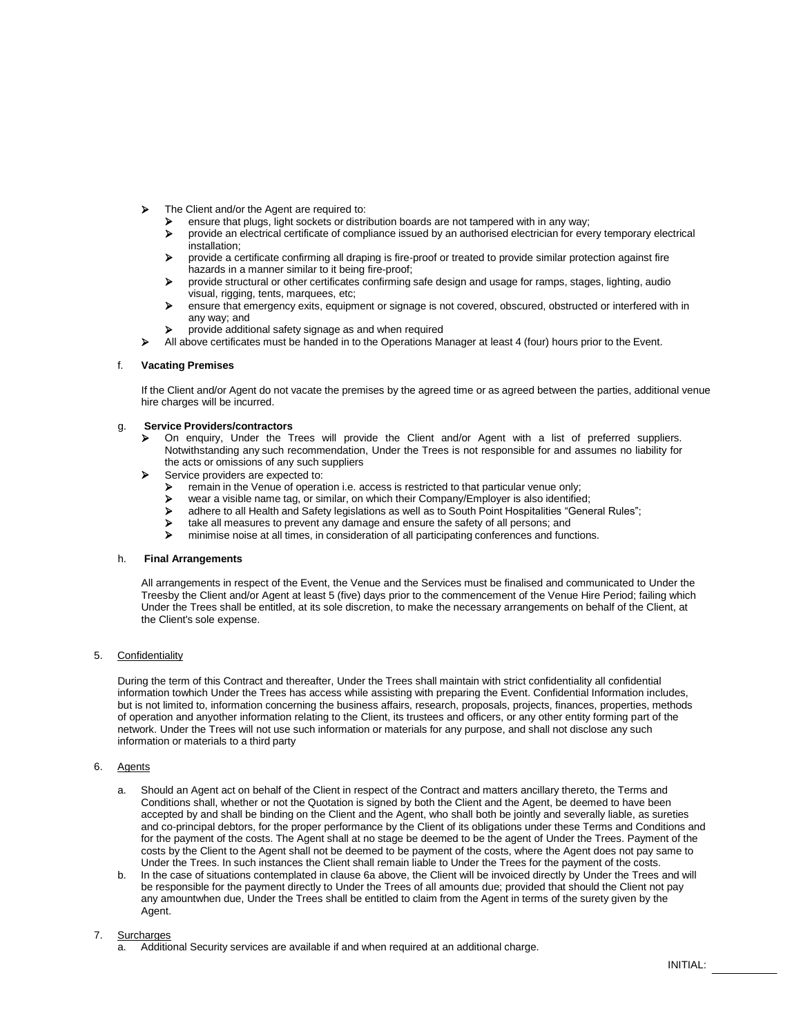- The Client and/or the Agent are required to:
    - ensure that plugs, light sockets or distribution boards are not tampered with in any way;
    - provide an electrical certificate of compliance issued by an authorised electrician for every temporary electrical installation;
    - provide a certificate confirming all draping is fire-proof or treated to provide similar protection against fire hazards in a manner similar to it being fire-proof;
    - provide structural or other certificates confirming safe design and usage for ramps, stages, lighting, audio visual, rigging, tents, marquees, etc;
    - ensure that emergency exits, equipment or signage is not covered, obscured, obstructed or interfered with in any way; and
    - provide additional safety signage as and when required
- All above certificates must be handed in to the Operations Manager at least 4 (four) hours prior to the Event.

f. **Vacating Premises**

If the Client and/or Agent do not vacate the premises by the agreed time or as agreed between the parties, additional venue hire charges will be incurred.

g. **Service Providers/contractors**

- On enquiry, Under the Trees will provide the Client and/or Agent with a list of preferred suppliers. Notwithstanding any such recommendation, Under the Trees is not responsible for and assumes no liability for the acts or omissions of any such suppliers
- Service providers are expected to:
    - remain in the Venue of operation i.e. access is restricted to that particular venue only;
    - wear a visible name tag, or similar, on which their Company/Employer is also identified;
    - adhere to all Health and Safety legislations as well as to South Point Hospitalities "General Rules";
    - take all measures to prevent any damage and ensure the safety of all persons; and
    - minimise noise at all times, in consideration of all participating conferences and functions.

h. **Final Arrangements**

All arrangements in respect of the Event, the Venue and the Services must be finalised and communicated to Under the Treesby the Client and/or Agent at least 5 (five) days prior to the commencement of the Venue Hire Period; failing which Under the Trees shall be entitled, at its sole discretion, to make the necessary arrangements on behalf of the Client, at the Client's sole expense.

5. Confidentiality

During the term of this Contract and thereafter, Under the Trees shall maintain with strict confidentiality all confidential information towhich Under the Trees has access while assisting with preparing the Event. Confidential Information includes, but is not limited to, information concerning the business affairs, research, proposals, projects, finances, properties, methods of operation and anyother information relating to the Client, its trustees and officers, or any other entity forming part of the network. Under the Trees will not use such information or materials for any purpose, and shall not disclose any such information or materials to a third party

6. Agents

a. Should an Agent act on behalf of the Client in respect of the Contract and matters ancillary thereto, the Terms and Conditions shall, whether or not the Quotation is signed by both the Client and the Agent, be deemed to have been accepted by and shall be binding on the Client and the Agent, who shall both be jointly and severally liable, as sureties and co-principal debtors, for the proper performance by the Client of its obligations under these Terms and Conditions and for the payment of the costs. The Agent shall at no stage be deemed to be the agent of Under the Trees. Payment of the costs by the Client to the Agent shall not be deemed to be payment of the costs, where the Agent does not pay same to Under the Trees. In such instances the Client shall remain liable to Under the Trees for the payment of the costs.

b. In the case of situations contemplated in clause 6a above, the Client will be invoiced directly by Under the Trees and will be responsible for the payment directly to Under the Trees of all amounts due; provided that should the Client not pay any amountwhen due, Under the Trees shall be entitled to claim from the Agent in terms of the surety given by the Agent.

7. Surcharges

a. Additional Security services are available if and when required at an additional charge.

INITIAL: ___________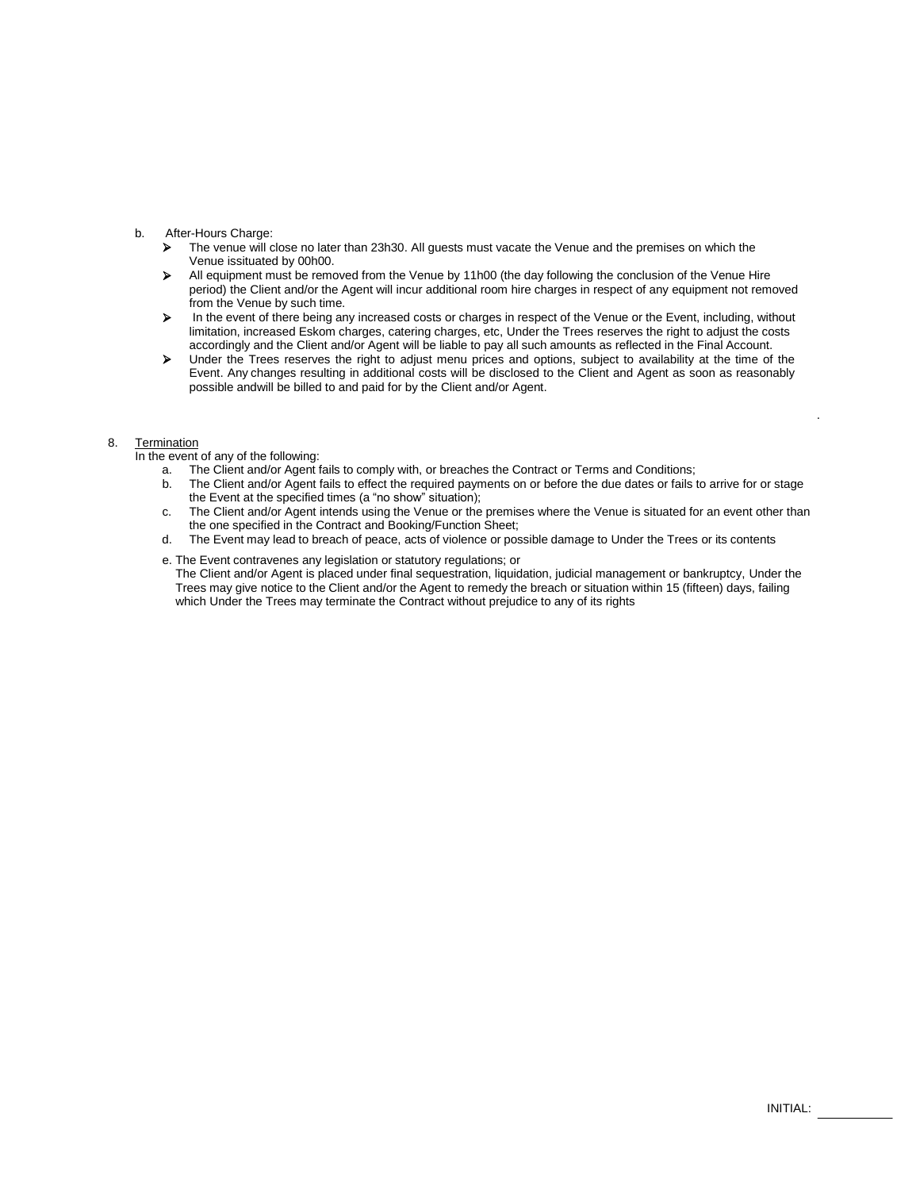b. After-Hours Charge:

- The venue will close no later than 23h30. All guests must vacate the Venue and the premises on which the Venue issituated by 00h00.
- All equipment must be removed from the Venue by 11h00 (the day following the conclusion of the Venue Hire period) the Client and/or the Agent will incur additional room hire charges in respect of any equipment not removed from the Venue by such time.
- In the event of there being any increased costs or charges in respect of the Venue or the Event, including, without limitation, increased Eskom charges, catering charges, etc, Under the Trees reserves the right to adjust the costs accordingly and the Client and/or Agent will be liable to pay all such amounts as reflected in the Final Account.
- Under the Trees reserves the right to adjust menu prices and options, subject to availability at the time of the Event. Any changes resulting in additional costs will be disclosed to the Client and Agent as soon as reasonably possible andwill be billed to and paid for by the Client and/or Agent.

.

8. Termination

In the event of any of the following:

a. The Client and/or Agent fails to comply with, or breaches the Contract or Terms and Conditions;
b. The Client and/or Agent fails to effect the required payments on or before the due dates or fails to arrive for or stage the Event at the specified times (a "no show" situation);
c. The Client and/or Agent intends using the Venue or the premises where the Venue is situated for an event other than the one specified in the Contract and Booking/Function Sheet;
d. The Event may lead to breach of peace, acts of violence or possible damage to Under the Trees or its contents
e. The Event contravenes any legislation or statutory regulations; or

The Client and/or Agent is placed under final sequestration, liquidation, judicial management or bankruptcy, Under the Trees may give notice to the Client and/or the Agent to remedy the breach or situation within 15 (fifteen) days, failing which Under the Trees may terminate the Contract without prejudice to any of its rights

INITIAL: ____________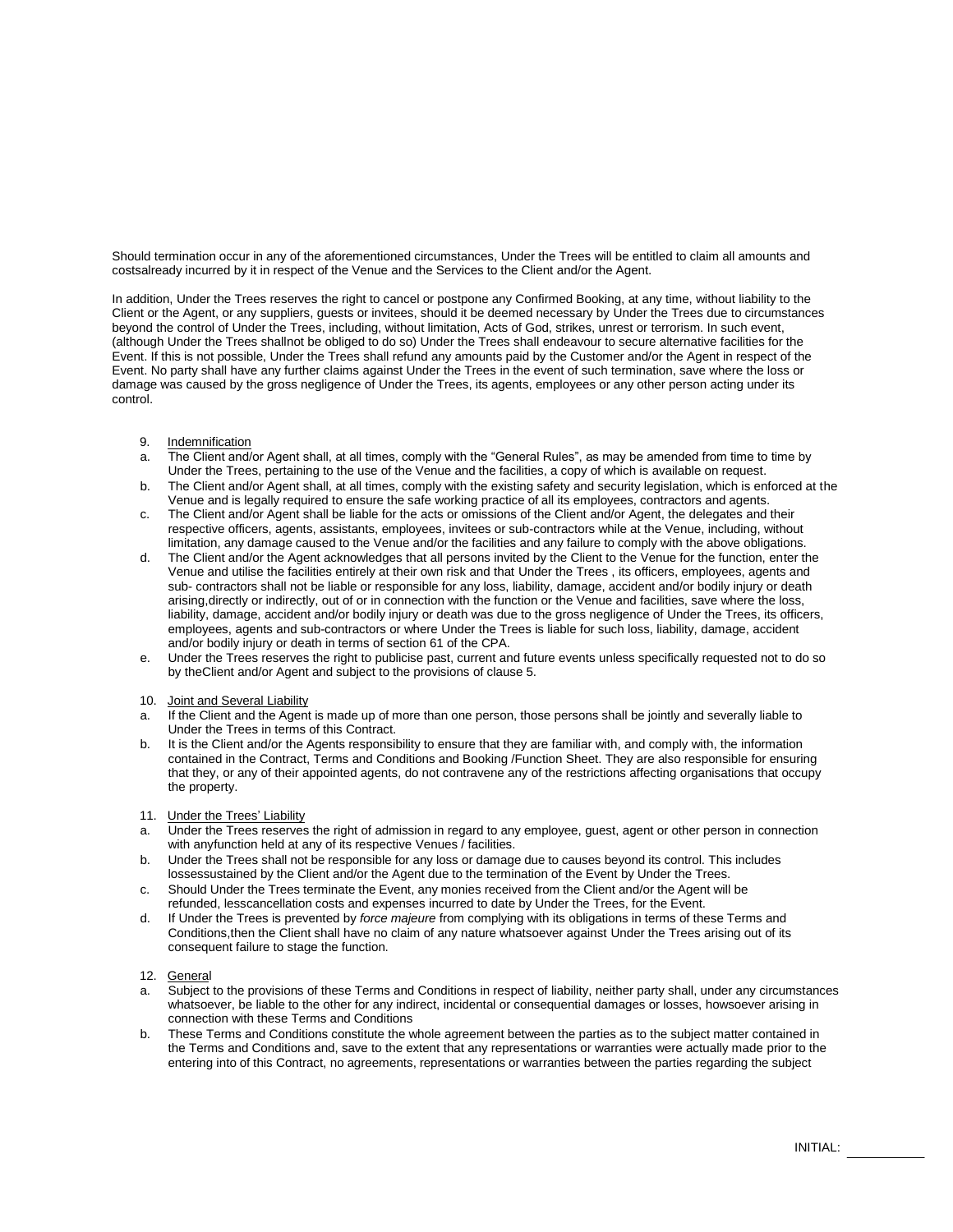Should termination occur in any of the aforementioned circumstances, Under the Trees will be entitled to claim all amounts and costsalready incurred by it in respect of the Venue and the Services to the Client and/or the Agent.

In addition, Under the Trees reserves the right to cancel or postpone any Confirmed Booking, at any time, without liability to the Client or the Agent, or any suppliers, guests or invitees, should it be deemed necessary by Under the Trees due to circumstances beyond the control of Under the Trees, including, without limitation, Acts of God, strikes, unrest or terrorism. In such event, (although Under the Trees shallnot be obliged to do so) Under the Trees shall endeavour to secure alternative facilities for the Event. If this is not possible, Under the Trees shall refund any amounts paid by the Customer and/or the Agent in respect of the Event. No party shall have any further claims against Under the Trees in the event of such termination, save where the loss or damage was caused by the gross negligence of Under the Trees, its agents, employees or any other person acting under its control.

9. Indemnification

a. The Client and/or Agent shall, at all times, comply with the “General Rules”, as may be amended from time to time by Under the Trees, pertaining to the use of the Venue and the facilities, a copy of which is available on request.
b. The Client and/or Agent shall, at all times, comply with the existing safety and security legislation, which is enforced at the Venue and is legally required to ensure the safe working practice of all its employees, contractors and agents.
c. The Client and/or Agent shall be liable for the acts or omissions of the Client and/or Agent, the delegates and their respective officers, agents, assistants, employees, invitees or sub-contractors while at the Venue, including, without limitation, any damage caused to the Venue and/or the facilities and any failure to comply with the above obligations.
d. The Client and/or the Agent acknowledges that all persons invited by the Client to the Venue for the function, enter the Venue and utilise the facilities entirely at their own risk and that Under the Trees , its officers, employees, agents and sub- contractors shall not be liable or responsible for any loss, liability, damage, accident and/or bodily injury or death arising,directly or indirectly, out of or in connection with the function or the Venue and facilities, save where the loss, liability, damage, accident and/or bodily injury or death was due to the gross negligence of Under the Trees, its officers, employees, agents and sub-contractors or where Under the Trees is liable for such loss, liability, damage, accident and/or bodily injury or death in terms of section 61 of the CPA.
e. Under the Trees reserves the right to publicise past, current and future events unless specifically requested not to do so by theClient and/or Agent and subject to the provisions of clause 5.

10. Joint and Several Liability

a. If the Client and the Agent is made up of more than one person, those persons shall be jointly and severally liable to Under the Trees in terms of this Contract.
b. It is the Client and/or the Agents responsibility to ensure that they are familiar with, and comply with, the information contained in the Contract, Terms and Conditions and Booking /Function Sheet. They are also responsible for ensuring that they, or any of their appointed agents, do not contravene any of the restrictions affecting organisations that occupy the property.

11. Under the Trees' Liability

a. Under the Trees reserves the right of admission in regard to any employee, guest, agent or other person in connection with anyfunction held at any of its respective Venues / facilities.
b. Under the Trees shall not be responsible for any loss or damage due to causes beyond its control. This includes lossessustained by the Client and/or the Agent due to the termination of the Event by Under the Trees.
c. Should Under the Trees terminate the Event, any monies received from the Client and/or the Agent will be refunded, lesscancellation costs and expenses incurred to date by Under the Trees, for the Event.
d. If Under the Trees is prevented by *force majeure* from complying with its obligations in terms of these Terms and Conditions,then the Client shall have no claim of any nature whatsoever against Under the Trees arising out of its consequent failure to stage the function.

12. General

a. Subject to the provisions of these Terms and Conditions in respect of liability, neither party shall, under any circumstances whatsoever, be liable to the other for any indirect, incidental or consequential damages or losses, howsoever arising in connection with these Terms and Conditions
b. These Terms and Conditions constitute the whole agreement between the parties as to the subject matter contained in the Terms and Conditions and, save to the extent that any representations or warranties were actually made prior to the entering into of this Contract, no agreements, representations or warranties between the parties regarding the subject

INITIAL: ___________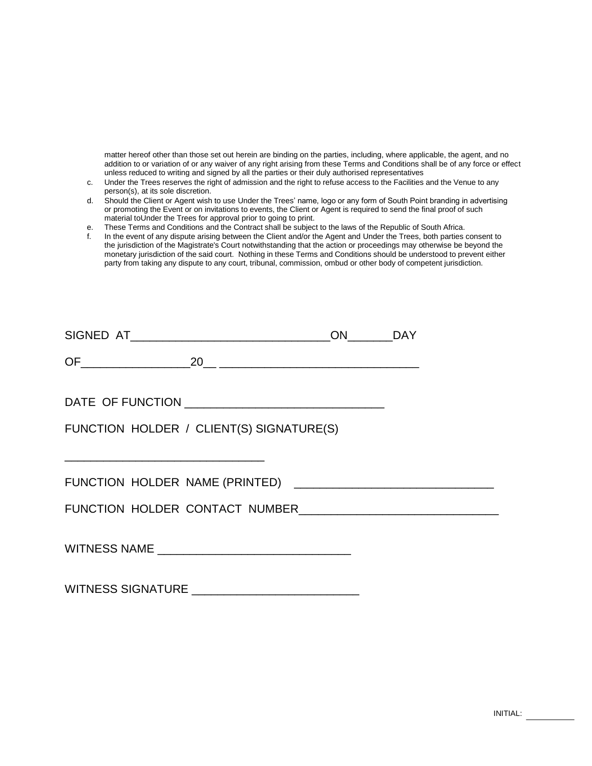matter hereof other than those set out herein are binding on the parties, including, where applicable, the agent, and no addition to or variation of or any waiver of any right arising from these Terms and Conditions shall be of any force or effect unless reduced to writing and signed by all the parties or their duly authorised representatives

c. Under the Trees reserves the right of admission and the right to refuse access to the Facilities and the Venue to any person(s), at its sole discretion.
d. Should the Client or Agent wish to use Under the Trees' name, logo or any form of South Point branding in advertising or promoting the Event or on invitations to events, the Client or Agent is required to send the final proof of such material toUnder the Trees for approval prior to going to print.
e. These Terms and Conditions and the Contract shall be subject to the laws of the Republic of South Africa.
f. In the event of any dispute arising between the Client and/or the Agent and Under the Trees, both parties consent to the jurisdiction of the Magistrate's Court notwithstanding that the action or proceedings may otherwise be beyond the monetary jurisdiction of the said court. Nothing in these Terms and Conditions should be understood to prevent either party from taking any dispute to any court, tribunal, commission, ombud or other body of competent jurisdiction.

SIGNED AT______________________________ON_______DAY

OF_________________20__ ______________________________

DATE OF FUNCTION ______________________________

FUNCTION HOLDER / CLIENT(S) SIGNATURE(S)

______________________________

FUNCTION HOLDER NAME (PRINTED) ______________________________

FUNCTION HOLDER CONTACT NUMBER______________________________

WITNESS NAME _____________________________

WITNESS SIGNATURE _________________________

INITIAL: __________